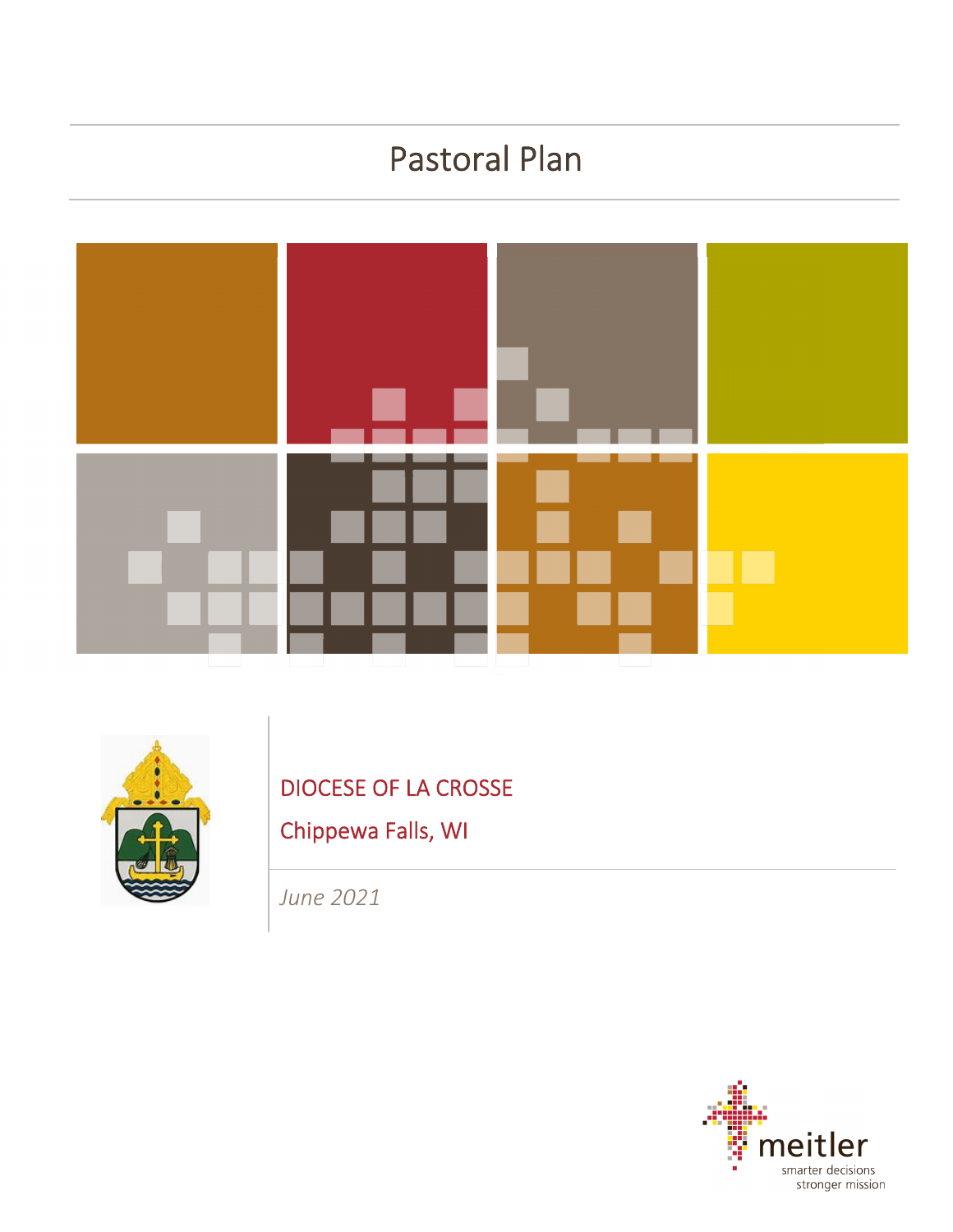# Pastoral Plan

DIOCESE OF LA CROSSE

Chippewa Falls, WI

*June 2021*

meitler
smarter decisions
stronger mission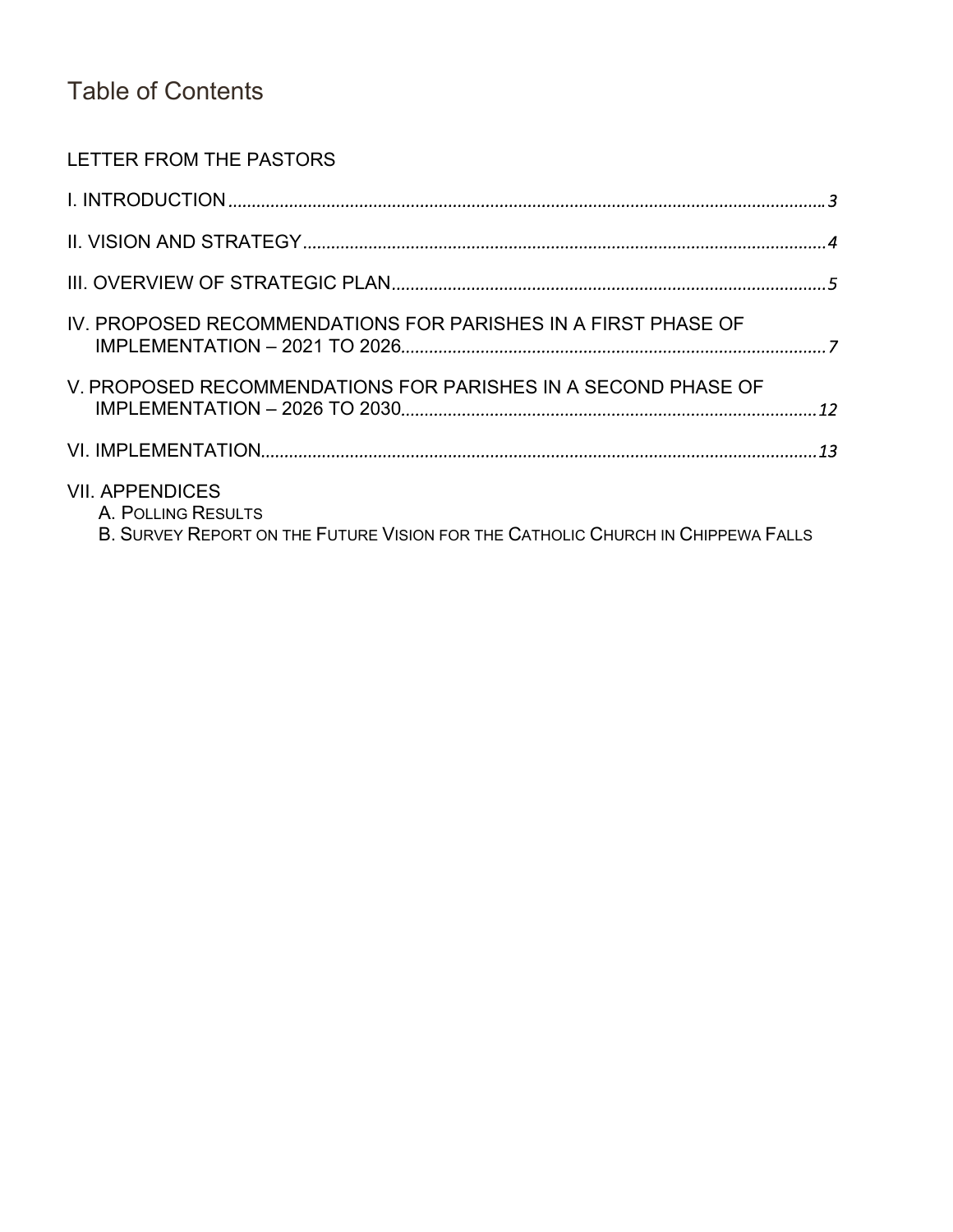# Table of Contents

LETTER FROM THE PASTORS

I. INTRODUCTION ........ 3

II. VISION AND STRATEGY ........ 4

III. OVERVIEW OF STRATEGIC PLAN ........ 5

IV. PROPOSED RECOMMENDATIONS FOR PARISHES IN A FIRST PHASE OF IMPLEMENTATION – 2021 TO 2026 ........ 7

V. PROPOSED RECOMMENDATIONS FOR PARISHES IN A SECOND PHASE OF IMPLEMENTATION – 2026 TO 2030 ........ 12

VI. IMPLEMENTATION ........ 13

VII. APPENDICES
- A. POLLING RESULTS
- B. SURVEY REPORT ON THE FUTURE VISION FOR THE CATHOLIC CHURCH IN CHIPPEWA FALLS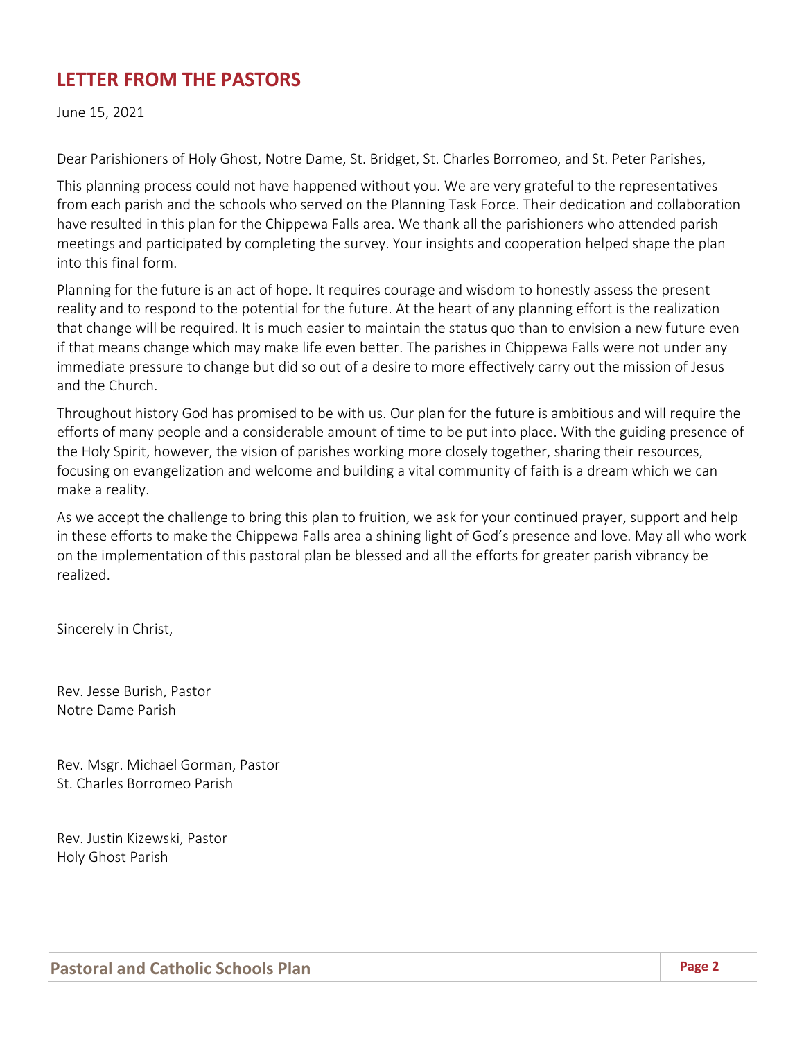## LETTER FROM THE PASTORS

June 15, 2021

Dear Parishioners of Holy Ghost, Notre Dame, St. Bridget, St. Charles Borromeo, and St. Peter Parishes,

This planning process could not have happened without you. We are very grateful to the representatives from each parish and the schools who served on the Planning Task Force. Their dedication and collaboration have resulted in this plan for the Chippewa Falls area. We thank all the parishioners who attended parish meetings and participated by completing the survey. Your insights and cooperation helped shape the plan into this final form.

Planning for the future is an act of hope. It requires courage and wisdom to honestly assess the present reality and to respond to the potential for the future. At the heart of any planning effort is the realization that change will be required. It is much easier to maintain the status quo than to envision a new future even if that means change which may make life even better. The parishes in Chippewa Falls were not under any immediate pressure to change but did so out of a desire to more effectively carry out the mission of Jesus and the Church.

Throughout history God has promised to be with us. Our plan for the future is ambitious and will require the efforts of many people and a considerable amount of time to be put into place. With the guiding presence of the Holy Spirit, however, the vision of parishes working more closely together, sharing their resources, focusing on evangelization and welcome and building a vital community of faith is a dream which we can make a reality.

As we accept the challenge to bring this plan to fruition, we ask for your continued prayer, support and help in these efforts to make the Chippewa Falls area a shining light of God's presence and love. May all who work on the implementation of this pastoral plan be blessed and all the efforts for greater parish vibrancy be realized.

Sincerely in Christ,

Rev. Jesse Burish, Pastor
Notre Dame Parish

Rev. Msgr. Michael Gorman, Pastor
St. Charles Borromeo Parish

Rev. Justin Kizewski, Pastor
Holy Ghost Parish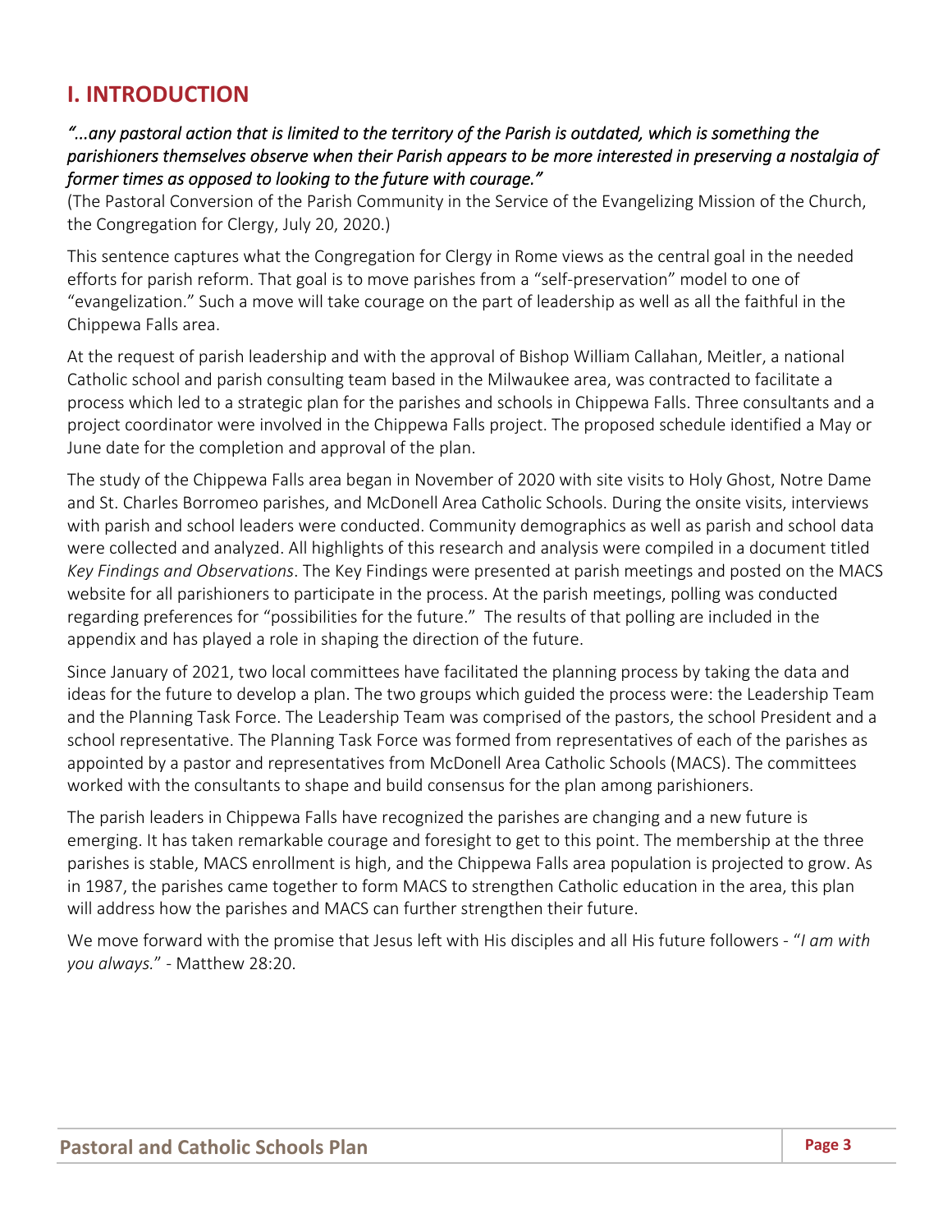# I. INTRODUCTION

*"…any pastoral action that is limited to the territory of the Parish is outdated, which is something the parishioners themselves observe when their Parish appears to be more interested in preserving a nostalgia of former times as opposed to looking to the future with courage."*
(The Pastoral Conversion of the Parish Community in the Service of the Evangelizing Mission of the Church, the Congregation for Clergy, July 20, 2020.)

This sentence captures what the Congregation for Clergy in Rome views as the central goal in the needed efforts for parish reform. That goal is to move parishes from a "self-preservation" model to one of "evangelization." Such a move will take courage on the part of leadership as well as all the faithful in the Chippewa Falls area.

At the request of parish leadership and with the approval of Bishop William Callahan, Meitler, a national Catholic school and parish consulting team based in the Milwaukee area, was contracted to facilitate a process which led to a strategic plan for the parishes and schools in Chippewa Falls. Three consultants and a project coordinator were involved in the Chippewa Falls project. The proposed schedule identified a May or June date for the completion and approval of the plan.

The study of the Chippewa Falls area began in November of 2020 with site visits to Holy Ghost, Notre Dame and St. Charles Borromeo parishes, and McDonell Area Catholic Schools. During the onsite visits, interviews with parish and school leaders were conducted. Community demographics as well as parish and school data were collected and analyzed. All highlights of this research and analysis were compiled in a document titled *Key Findings and Observations*. The Key Findings were presented at parish meetings and posted on the MACS website for all parishioners to participate in the process. At the parish meetings, polling was conducted regarding preferences for "possibilities for the future." The results of that polling are included in the appendix and has played a role in shaping the direction of the future.

Since January of 2021, two local committees have facilitated the planning process by taking the data and ideas for the future to develop a plan. The two groups which guided the process were: the Leadership Team and the Planning Task Force. The Leadership Team was comprised of the pastors, the school President and a school representative. The Planning Task Force was formed from representatives of each of the parishes as appointed by a pastor and representatives from McDonell Area Catholic Schools (MACS). The committees worked with the consultants to shape and build consensus for the plan among parishioners.

The parish leaders in Chippewa Falls have recognized the parishes are changing and a new future is emerging. It has taken remarkable courage and foresight to get to this point. The membership at the three parishes is stable, MACS enrollment is high, and the Chippewa Falls area population is projected to grow. As in 1987, the parishes came together to form MACS to strengthen Catholic education in the area, this plan will address how the parishes and MACS can further strengthen their future.

We move forward with the promise that Jesus left with His disciples and all His future followers - "*I am with you always.*" - Matthew 28:20.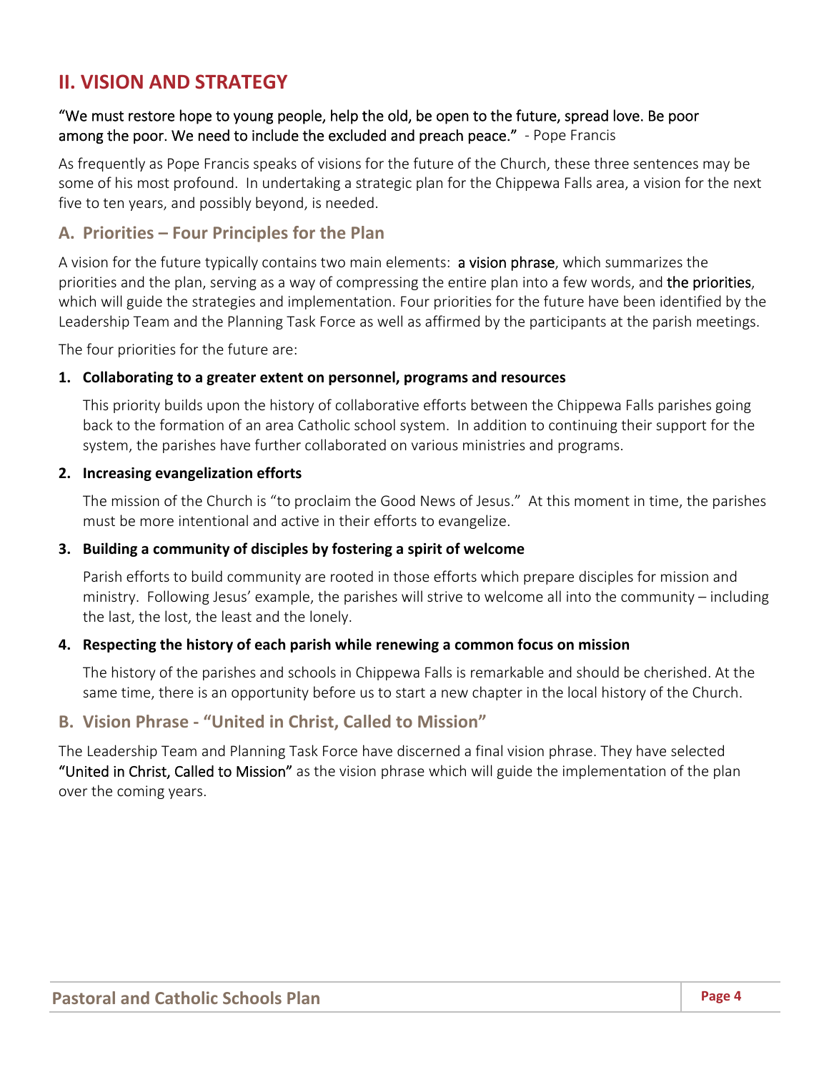## II. VISION AND STRATEGY

"We must restore hope to young people, help the old, be open to the future, spread love. Be poor among the poor. We need to include the excluded and preach peace." - Pope Francis

As frequently as Pope Francis speaks of visions for the future of the Church, these three sentences may be some of his most profound. In undertaking a strategic plan for the Chippewa Falls area, a vision for the next five to ten years, and possibly beyond, is needed.

### A. Priorities – Four Principles for the Plan

A vision for the future typically contains two main elements: a vision phrase, which summarizes the priorities and the plan, serving as a way of compressing the entire plan into a few words, and the priorities, which will guide the strategies and implementation. Four priorities for the future have been identified by the Leadership Team and the Planning Task Force as well as affirmed by the participants at the parish meetings.

The four priorities for the future are:

1. **Collaborating to a greater extent on personnel, programs and resources**

   This priority builds upon the history of collaborative efforts between the Chippewa Falls parishes going back to the formation of an area Catholic school system. In addition to continuing their support for the system, the parishes have further collaborated on various ministries and programs.

2. **Increasing evangelization efforts**

   The mission of the Church is "to proclaim the Good News of Jesus." At this moment in time, the parishes must be more intentional and active in their efforts to evangelize.

3. **Building a community of disciples by fostering a spirit of welcome**

   Parish efforts to build community are rooted in those efforts which prepare disciples for mission and ministry. Following Jesus' example, the parishes will strive to welcome all into the community – including the last, the lost, the least and the lonely.

4. **Respecting the history of each parish while renewing a common focus on mission**

   The history of the parishes and schools in Chippewa Falls is remarkable and should be cherished. At the same time, there is an opportunity before us to start a new chapter in the local history of the Church.

### B. Vision Phrase - "United in Christ, Called to Mission"

The Leadership Team and Planning Task Force have discerned a final vision phrase. They have selected "United in Christ, Called to Mission" as the vision phrase which will guide the implementation of the plan over the coming years.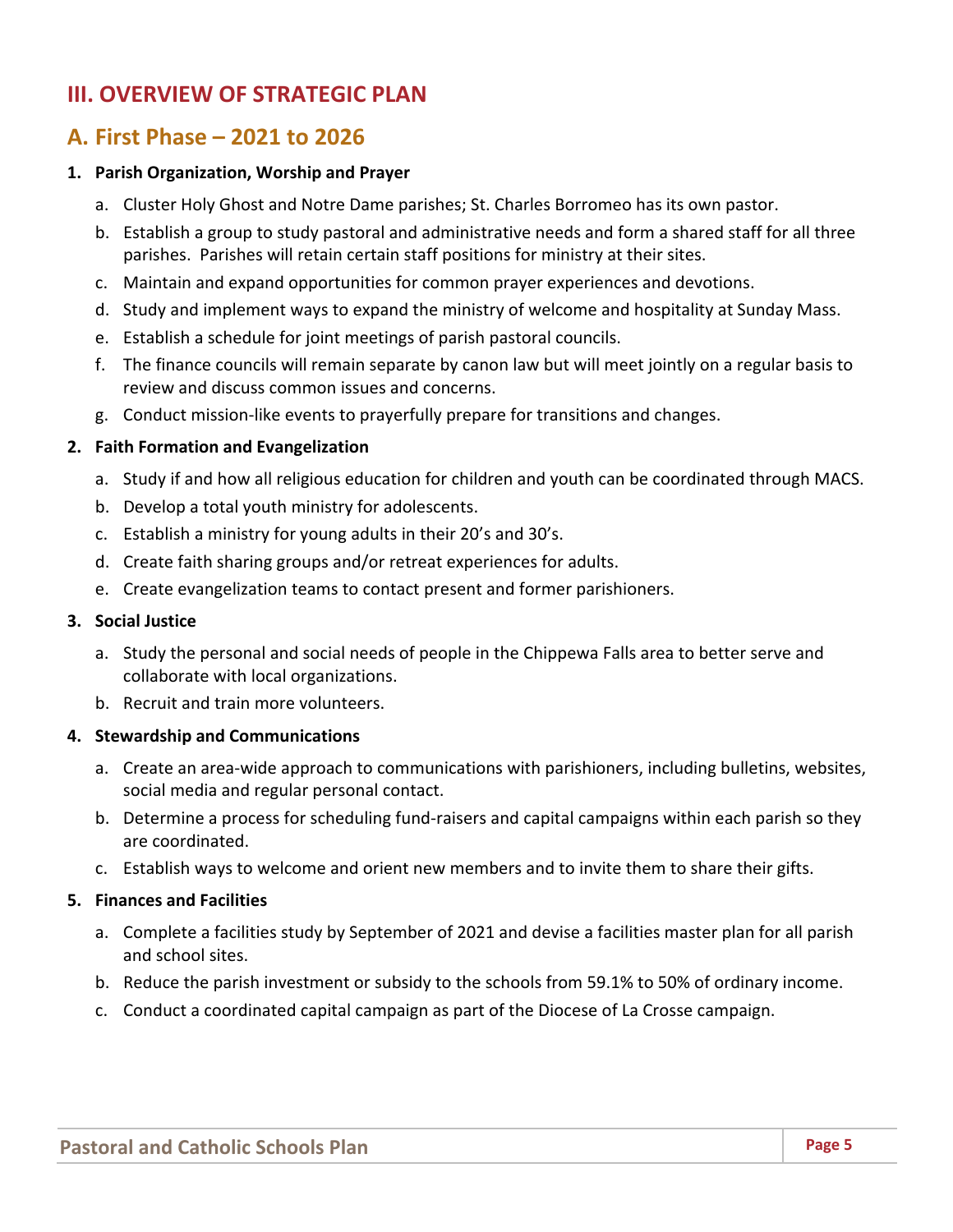# III. OVERVIEW OF STRATEGIC PLAN

## A. First Phase – 2021 to 2026

**1. Parish Organization, Worship and Prayer**

a. Cluster Holy Ghost and Notre Dame parishes; St. Charles Borromeo has its own pastor.

b. Establish a group to study pastoral and administrative needs and form a shared staff for all three parishes. Parishes will retain certain staff positions for ministry at their sites.

c. Maintain and expand opportunities for common prayer experiences and devotions.

d. Study and implement ways to expand the ministry of welcome and hospitality at Sunday Mass.

e. Establish a schedule for joint meetings of parish pastoral councils.

f. The finance councils will remain separate by canon law but will meet jointly on a regular basis to review and discuss common issues and concerns.

g. Conduct mission-like events to prayerfully prepare for transitions and changes.

**2. Faith Formation and Evangelization**

a. Study if and how all religious education for children and youth can be coordinated through MACS.

b. Develop a total youth ministry for adolescents.

c. Establish a ministry for young adults in their 20's and 30's.

d. Create faith sharing groups and/or retreat experiences for adults.

e. Create evangelization teams to contact present and former parishioners.

**3. Social Justice**

a. Study the personal and social needs of people in the Chippewa Falls area to better serve and collaborate with local organizations.

b. Recruit and train more volunteers.

**4. Stewardship and Communications**

a. Create an area-wide approach to communications with parishioners, including bulletins, websites, social media and regular personal contact.

b. Determine a process for scheduling fund-raisers and capital campaigns within each parish so they are coordinated.

c. Establish ways to welcome and orient new members and to invite them to share their gifts.

**5. Finances and Facilities**

a. Complete a facilities study by September of 2021 and devise a facilities master plan for all parish and school sites.

b. Reduce the parish investment or subsidy to the schools from 59.1% to 50% of ordinary income.

c. Conduct a coordinated capital campaign as part of the Diocese of La Crosse campaign.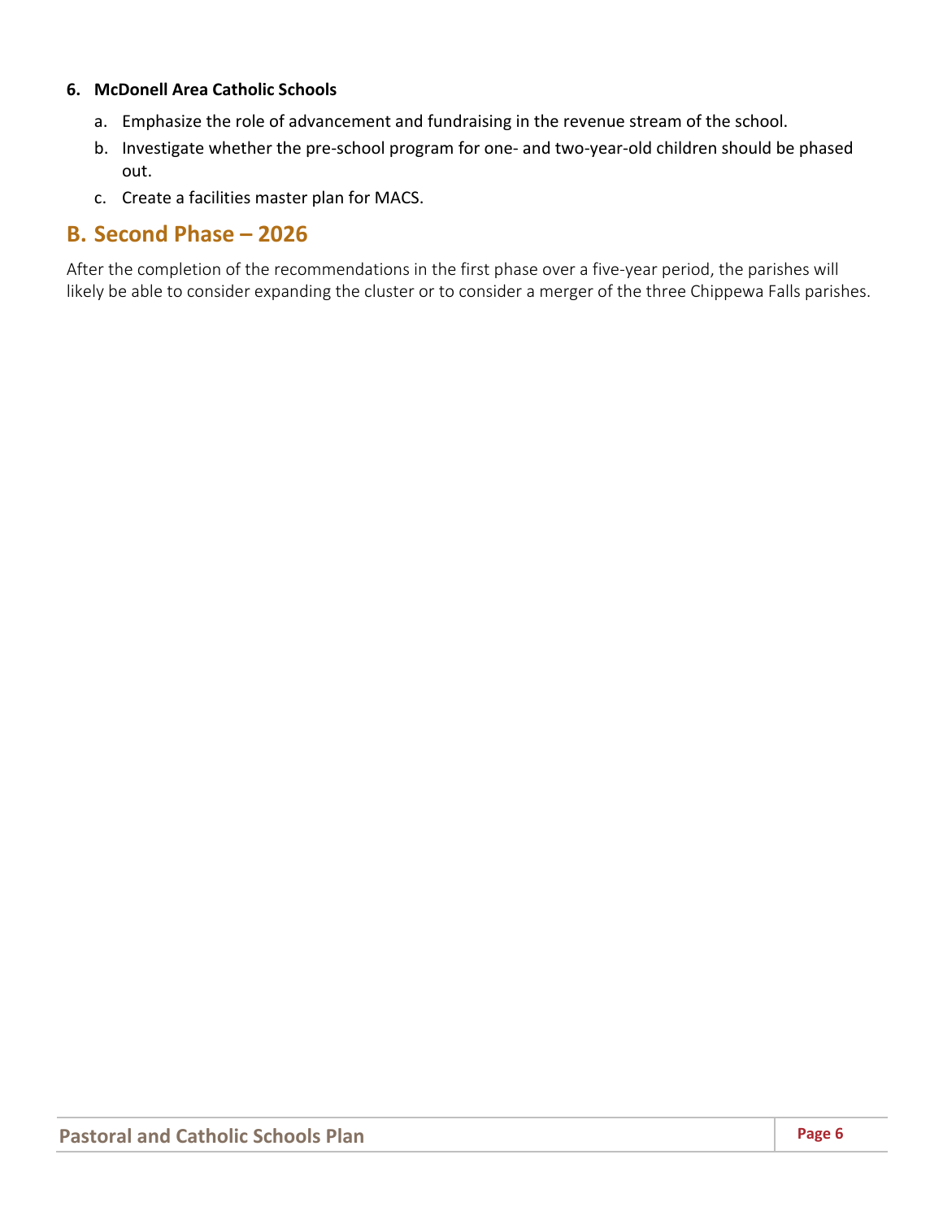**6. McDonell Area Catholic Schools**

a. Emphasize the role of advancement and fundraising in the revenue stream of the school.

b. Investigate whether the pre-school program for one- and two-year-old children should be phased out.

c. Create a facilities master plan for MACS.

## B. Second Phase – 2026

After the completion of the recommendations in the first phase over a five-year period, the parishes will likely be able to consider expanding the cluster or to consider a merger of the three Chippewa Falls parishes.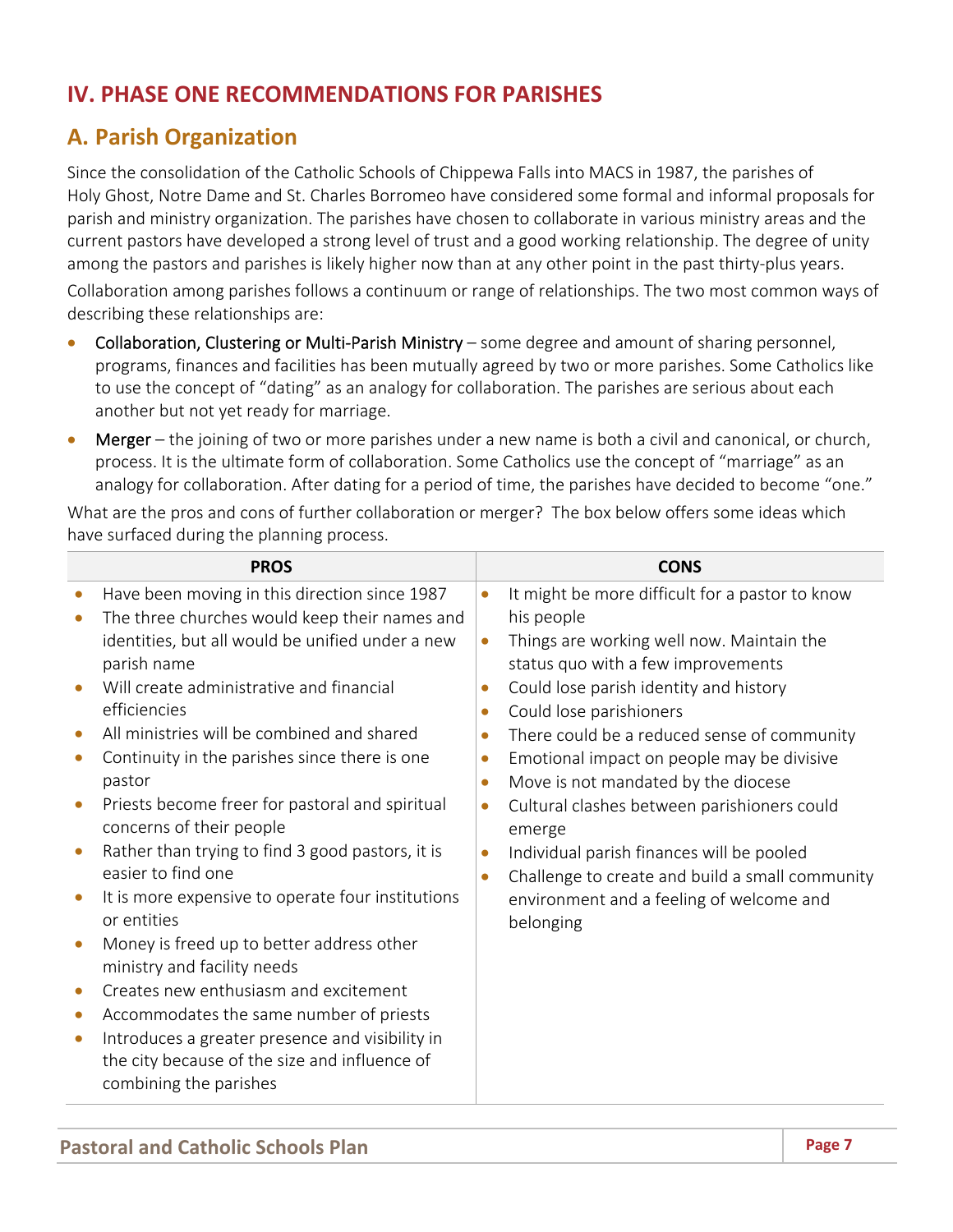# IV. PHASE ONE RECOMMENDATIONS FOR PARISHES

## A. Parish Organization

Since the consolidation of the Catholic Schools of Chippewa Falls into MACS in 1987, the parishes of Holy Ghost, Notre Dame and St. Charles Borromeo have considered some formal and informal proposals for parish and ministry organization. The parishes have chosen to collaborate in various ministry areas and the current pastors have developed a strong level of trust and a good working relationship. The degree of unity among the pastors and parishes is likely higher now than at any other point in the past thirty-plus years.

Collaboration among parishes follows a continuum or range of relationships. The two most common ways of describing these relationships are:

- Collaboration, Clustering or Multi-Parish Ministry – some degree and amount of sharing personnel, programs, finances and facilities has been mutually agreed by two or more parishes. Some Catholics like to use the concept of "dating" as an analogy for collaboration. The parishes are serious about each another but not yet ready for marriage.
- Merger – the joining of two or more parishes under a new name is both a civil and canonical, or church, process. It is the ultimate form of collaboration. Some Catholics use the concept of "marriage" as an analogy for collaboration. After dating for a period of time, the parishes have decided to become "one."

What are the pros and cons of further collaboration or merger? The box below offers some ideas which have surfaced during the planning process.

| PROS | CONS |
|---|---|
| • Have been moving in this direction since 1987<br>• The three churches would keep their names and identities, but all would be unified under a new parish name<br>• Will create administrative and financial efficiencies<br>• All ministries will be combined and shared<br>• Continuity in the parishes since there is one pastor<br>• Priests become freer for pastoral and spiritual concerns of their people<br>• Rather than trying to find 3 good pastors, it is easier to find one<br>• It is more expensive to operate four institutions or entities<br>• Money is freed up to better address other ministry and facility needs<br>• Creates new enthusiasm and excitement<br>• Accommodates the same number of priests<br>• Introduces a greater presence and visibility in the city because of the size and influence of combining the parishes | • It might be more difficult for a pastor to know his people<br>• Things are working well now. Maintain the status quo with a few improvements<br>• Could lose parish identity and history<br>• Could lose parishioners<br>• There could be a reduced sense of community<br>• Emotional impact on people may be divisive<br>• Move is not mandated by the diocese<br>• Cultural clashes between parishioners could emerge<br>• Individual parish finances will be pooled<br>• Challenge to create and build a small community environment and a feeling of welcome and belonging |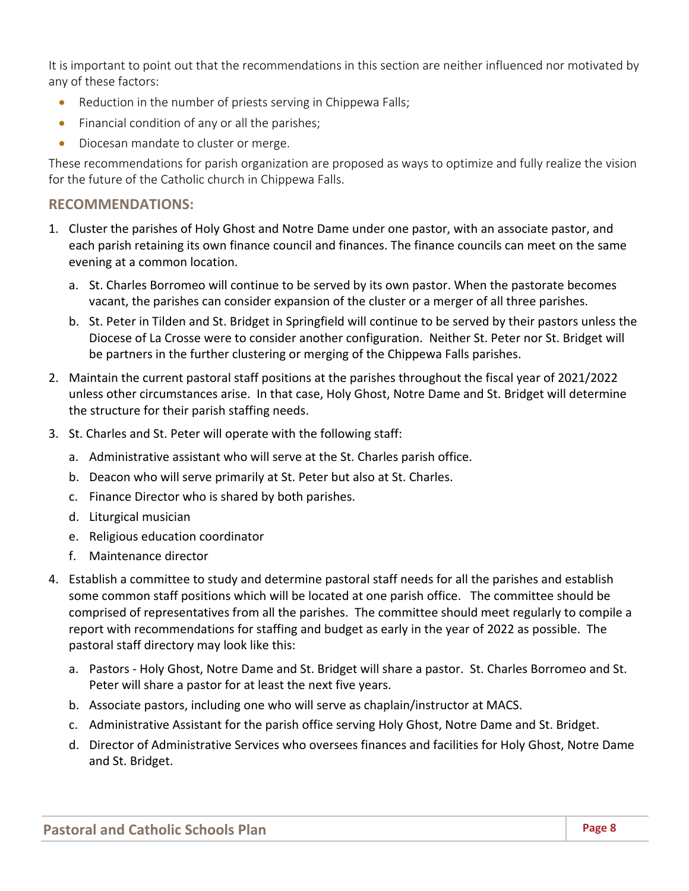It is important to point out that the recommendations in this section are neither influenced nor motivated by any of these factors:

- Reduction in the number of priests serving in Chippewa Falls;
- Financial condition of any or all the parishes;
- Diocesan mandate to cluster or merge.

These recommendations for parish organization are proposed as ways to optimize and fully realize the vision for the future of the Catholic church in Chippewa Falls.

## RECOMMENDATIONS:

1. Cluster the parishes of Holy Ghost and Notre Dame under one pastor, with an associate pastor, and each parish retaining its own finance council and finances. The finance councils can meet on the same evening at a common location.
   a. St. Charles Borromeo will continue to be served by its own pastor. When the pastorate becomes vacant, the parishes can consider expansion of the cluster or a merger of all three parishes.
   b. St. Peter in Tilden and St. Bridget in Springfield will continue to be served by their pastors unless the Diocese of La Crosse were to consider another configuration. Neither St. Peter nor St. Bridget will be partners in the further clustering or merging of the Chippewa Falls parishes.
2. Maintain the current pastoral staff positions at the parishes throughout the fiscal year of 2021/2022 unless other circumstances arise. In that case, Holy Ghost, Notre Dame and St. Bridget will determine the structure for their parish staffing needs.
3. St. Charles and St. Peter will operate with the following staff:
   a. Administrative assistant who will serve at the St. Charles parish office.
   b. Deacon who will serve primarily at St. Peter but also at St. Charles.
   c. Finance Director who is shared by both parishes.
   d. Liturgical musician
   e. Religious education coordinator
   f. Maintenance director
4. Establish a committee to study and determine pastoral staff needs for all the parishes and establish some common staff positions which will be located at one parish office. The committee should be comprised of representatives from all the parishes. The committee should meet regularly to compile a report with recommendations for staffing and budget as early in the year of 2022 as possible. The pastoral staff directory may look like this:
   a. Pastors - Holy Ghost, Notre Dame and St. Bridget will share a pastor. St. Charles Borromeo and St. Peter will share a pastor for at least the next five years.
   b. Associate pastors, including one who will serve as chaplain/instructor at MACS.
   c. Administrative Assistant for the parish office serving Holy Ghost, Notre Dame and St. Bridget.
   d. Director of Administrative Services who oversees finances and facilities for Holy Ghost, Notre Dame and St. Bridget.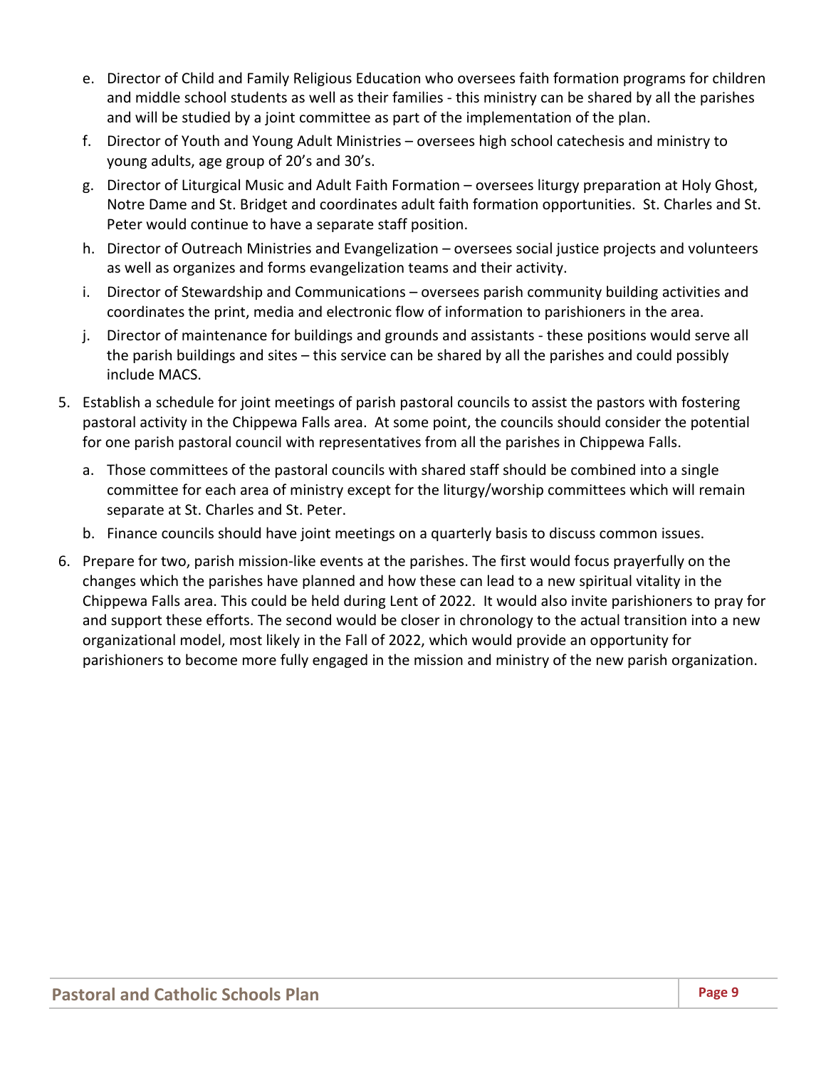e. Director of Child and Family Religious Education who oversees faith formation programs for children and middle school students as well as their families - this ministry can be shared by all the parishes and will be studied by a joint committee as part of the implementation of the plan.

f. Director of Youth and Young Adult Ministries – oversees high school catechesis and ministry to young adults, age group of 20's and 30's.

g. Director of Liturgical Music and Adult Faith Formation – oversees liturgy preparation at Holy Ghost, Notre Dame and St. Bridget and coordinates adult faith formation opportunities. St. Charles and St. Peter would continue to have a separate staff position.

h. Director of Outreach Ministries and Evangelization – oversees social justice projects and volunteers as well as organizes and forms evangelization teams and their activity.

i. Director of Stewardship and Communications – oversees parish community building activities and coordinates the print, media and electronic flow of information to parishioners in the area.

j. Director of maintenance for buildings and grounds and assistants - these positions would serve all the parish buildings and sites – this service can be shared by all the parishes and could possibly include MACS.

5. Establish a schedule for joint meetings of parish pastoral councils to assist the pastors with fostering pastoral activity in the Chippewa Falls area. At some point, the councils should consider the potential for one parish pastoral council with representatives from all the parishes in Chippewa Falls.

   a. Those committees of the pastoral councils with shared staff should be combined into a single committee for each area of ministry except for the liturgy/worship committees which will remain separate at St. Charles and St. Peter.

   b. Finance councils should have joint meetings on a quarterly basis to discuss common issues.

6. Prepare for two, parish mission-like events at the parishes. The first would focus prayerfully on the changes which the parishes have planned and how these can lead to a new spiritual vitality in the Chippewa Falls area. This could be held during Lent of 2022. It would also invite parishioners to pray for and support these efforts. The second would be closer in chronology to the actual transition into a new organizational model, most likely in the Fall of 2022, which would provide an opportunity for parishioners to become more fully engaged in the mission and ministry of the new parish organization.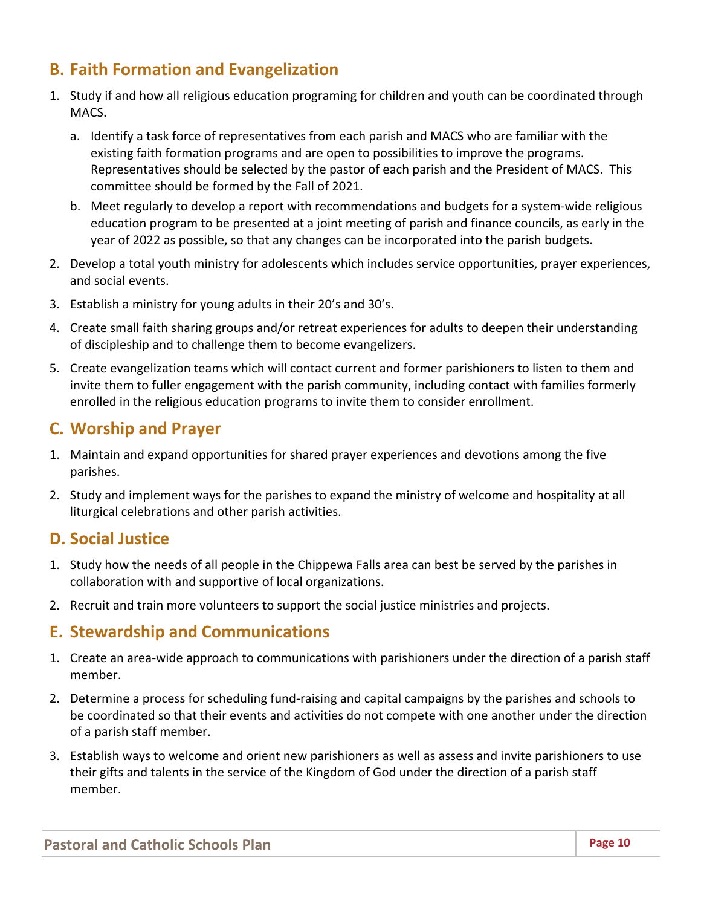## B. Faith Formation and Evangelization

1. Study if and how all religious education programing for children and youth can be coordinated through MACS.
   a. Identify a task force of representatives from each parish and MACS who are familiar with the existing faith formation programs and are open to possibilities to improve the programs. Representatives should be selected by the pastor of each parish and the President of MACS. This committee should be formed by the Fall of 2021.
   b. Meet regularly to develop a report with recommendations and budgets for a system-wide religious education program to be presented at a joint meeting of parish and finance councils, as early in the year of 2022 as possible, so that any changes can be incorporated into the parish budgets.
2. Develop a total youth ministry for adolescents which includes service opportunities, prayer experiences, and social events.
3. Establish a ministry for young adults in their 20's and 30's.
4. Create small faith sharing groups and/or retreat experiences for adults to deepen their understanding of discipleship and to challenge them to become evangelizers.
5. Create evangelization teams which will contact current and former parishioners to listen to them and invite them to fuller engagement with the parish community, including contact with families formerly enrolled in the religious education programs to invite them to consider enrollment.

## C. Worship and Prayer

1. Maintain and expand opportunities for shared prayer experiences and devotions among the five parishes.
2. Study and implement ways for the parishes to expand the ministry of welcome and hospitality at all liturgical celebrations and other parish activities.

## D. Social Justice

1. Study how the needs of all people in the Chippewa Falls area can best be served by the parishes in collaboration with and supportive of local organizations.
2. Recruit and train more volunteers to support the social justice ministries and projects.

## E. Stewardship and Communications

1. Create an area-wide approach to communications with parishioners under the direction of a parish staff member.
2. Determine a process for scheduling fund-raising and capital campaigns by the parishes and schools to be coordinated so that their events and activities do not compete with one another under the direction of a parish staff member.
3. Establish ways to welcome and orient new parishioners as well as assess and invite parishioners to use their gifts and talents in the service of the Kingdom of God under the direction of a parish staff member.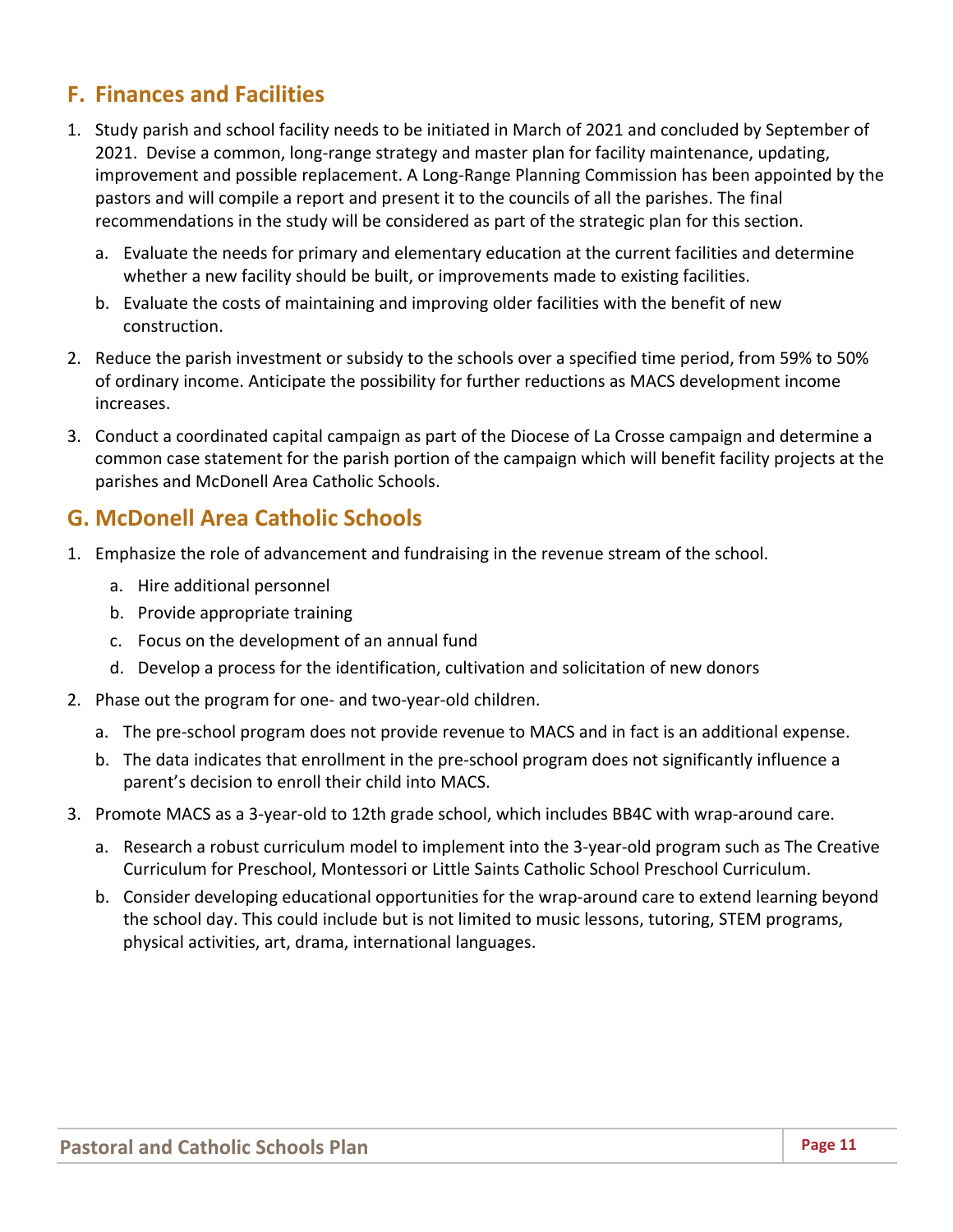## F. Finances and Facilities

1. Study parish and school facility needs to be initiated in March of 2021 and concluded by September of 2021. Devise a common, long-range strategy and master plan for facility maintenance, updating, improvement and possible replacement. A Long-Range Planning Commission has been appointed by the pastors and will compile a report and present it to the councils of all the parishes. The final recommendations in the study will be considered as part of the strategic plan for this section.
   a. Evaluate the needs for primary and elementary education at the current facilities and determine whether a new facility should be built, or improvements made to existing facilities.
   b. Evaluate the costs of maintaining and improving older facilities with the benefit of new construction.
2. Reduce the parish investment or subsidy to the schools over a specified time period, from 59% to 50% of ordinary income. Anticipate the possibility for further reductions as MACS development income increases.
3. Conduct a coordinated capital campaign as part of the Diocese of La Crosse campaign and determine a common case statement for the parish portion of the campaign which will benefit facility projects at the parishes and McDonell Area Catholic Schools.

## G. McDonell Area Catholic Schools

1. Emphasize the role of advancement and fundraising in the revenue stream of the school.
   a. Hire additional personnel
   b. Provide appropriate training
   c. Focus on the development of an annual fund
   d. Develop a process for the identification, cultivation and solicitation of new donors
2. Phase out the program for one- and two-year-old children.
   a. The pre-school program does not provide revenue to MACS and in fact is an additional expense.
   b. The data indicates that enrollment in the pre-school program does not significantly influence a parent's decision to enroll their child into MACS.
3. Promote MACS as a 3-year-old to 12th grade school, which includes BB4C with wrap-around care.
   a. Research a robust curriculum model to implement into the 3-year-old program such as The Creative Curriculum for Preschool, Montessori or Little Saints Catholic School Preschool Curriculum.
   b. Consider developing educational opportunities for the wrap-around care to extend learning beyond the school day. This could include but is not limited to music lessons, tutoring, STEM programs, physical activities, art, drama, international languages.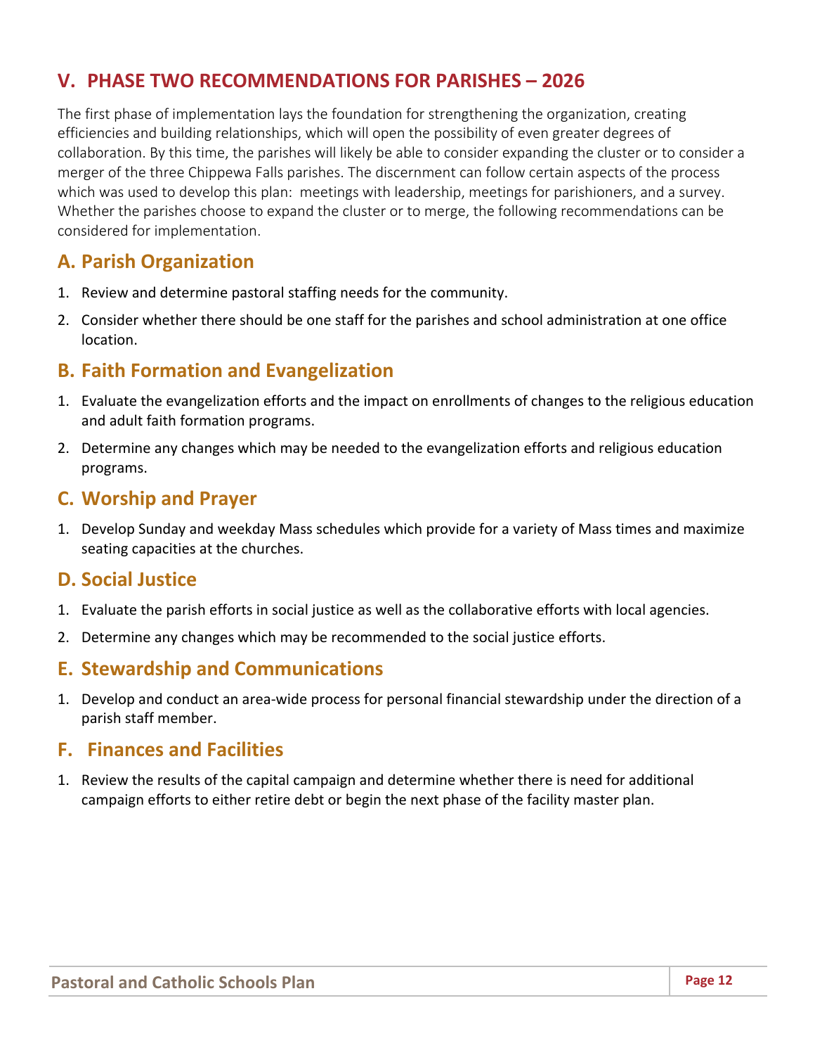## V. PHASE TWO RECOMMENDATIONS FOR PARISHES – 2026

The first phase of implementation lays the foundation for strengthening the organization, creating efficiencies and building relationships, which will open the possibility of even greater degrees of collaboration. By this time, the parishes will likely be able to consider expanding the cluster or to consider a merger of the three Chippewa Falls parishes. The discernment can follow certain aspects of the process which was used to develop this plan: meetings with leadership, meetings for parishioners, and a survey. Whether the parishes choose to expand the cluster or to merge, the following recommendations can be considered for implementation.

### A. Parish Organization

1. Review and determine pastoral staffing needs for the community.
2. Consider whether there should be one staff for the parishes and school administration at one office location.

### B. Faith Formation and Evangelization

1. Evaluate the evangelization efforts and the impact on enrollments of changes to the religious education and adult faith formation programs.
2. Determine any changes which may be needed to the evangelization efforts and religious education programs.

### C. Worship and Prayer

1. Develop Sunday and weekday Mass schedules which provide for a variety of Mass times and maximize seating capacities at the churches.

### D. Social Justice

1. Evaluate the parish efforts in social justice as well as the collaborative efforts with local agencies.
2. Determine any changes which may be recommended to the social justice efforts.

### E. Stewardship and Communications

1. Develop and conduct an area-wide process for personal financial stewardship under the direction of a parish staff member.

### F. Finances and Facilities

1. Review the results of the capital campaign and determine whether there is need for additional campaign efforts to either retire debt or begin the next phase of the facility master plan.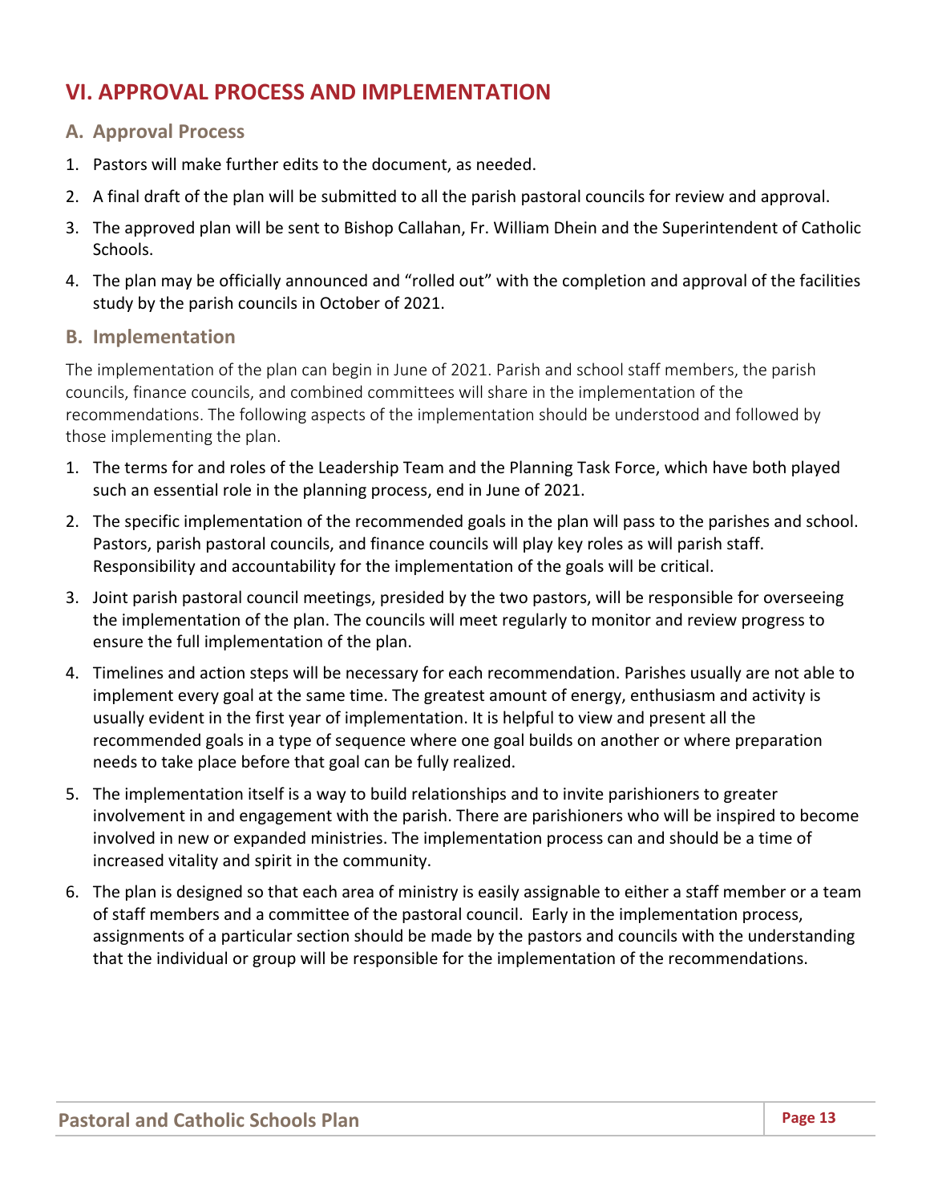## VI. APPROVAL PROCESS AND IMPLEMENTATION

### A. Approval Process

1. Pastors will make further edits to the document, as needed.
2. A final draft of the plan will be submitted to all the parish pastoral councils for review and approval.
3. The approved plan will be sent to Bishop Callahan, Fr. William Dhein and the Superintendent of Catholic Schools.
4. The plan may be officially announced and "rolled out" with the completion and approval of the facilities study by the parish councils in October of 2021.

### B. Implementation

The implementation of the plan can begin in June of 2021. Parish and school staff members, the parish councils, finance councils, and combined committees will share in the implementation of the recommendations. The following aspects of the implementation should be understood and followed by those implementing the plan.

1. The terms for and roles of the Leadership Team and the Planning Task Force, which have both played such an essential role in the planning process, end in June of 2021.
2. The specific implementation of the recommended goals in the plan will pass to the parishes and school. Pastors, parish pastoral councils, and finance councils will play key roles as will parish staff. Responsibility and accountability for the implementation of the goals will be critical.
3. Joint parish pastoral council meetings, presided by the two pastors, will be responsible for overseeing the implementation of the plan. The councils will meet regularly to monitor and review progress to ensure the full implementation of the plan.
4. Timelines and action steps will be necessary for each recommendation. Parishes usually are not able to implement every goal at the same time. The greatest amount of energy, enthusiasm and activity is usually evident in the first year of implementation. It is helpful to view and present all the recommended goals in a type of sequence where one goal builds on another or where preparation needs to take place before that goal can be fully realized.
5. The implementation itself is a way to build relationships and to invite parishioners to greater involvement in and engagement with the parish. There are parishioners who will be inspired to become involved in new or expanded ministries. The implementation process can and should be a time of increased vitality and spirit in the community.
6. The plan is designed so that each area of ministry is easily assignable to either a staff member or a team of staff members and a committee of the pastoral council. Early in the implementation process, assignments of a particular section should be made by the pastors and councils with the understanding that the individual or group will be responsible for the implementation of the recommendations.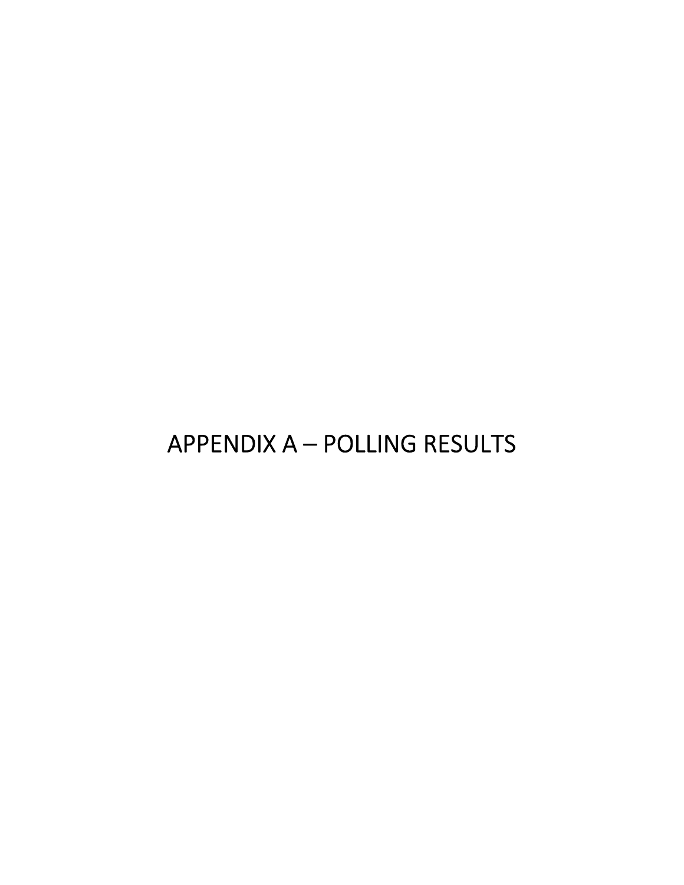# APPENDIX A – POLLING RESULTS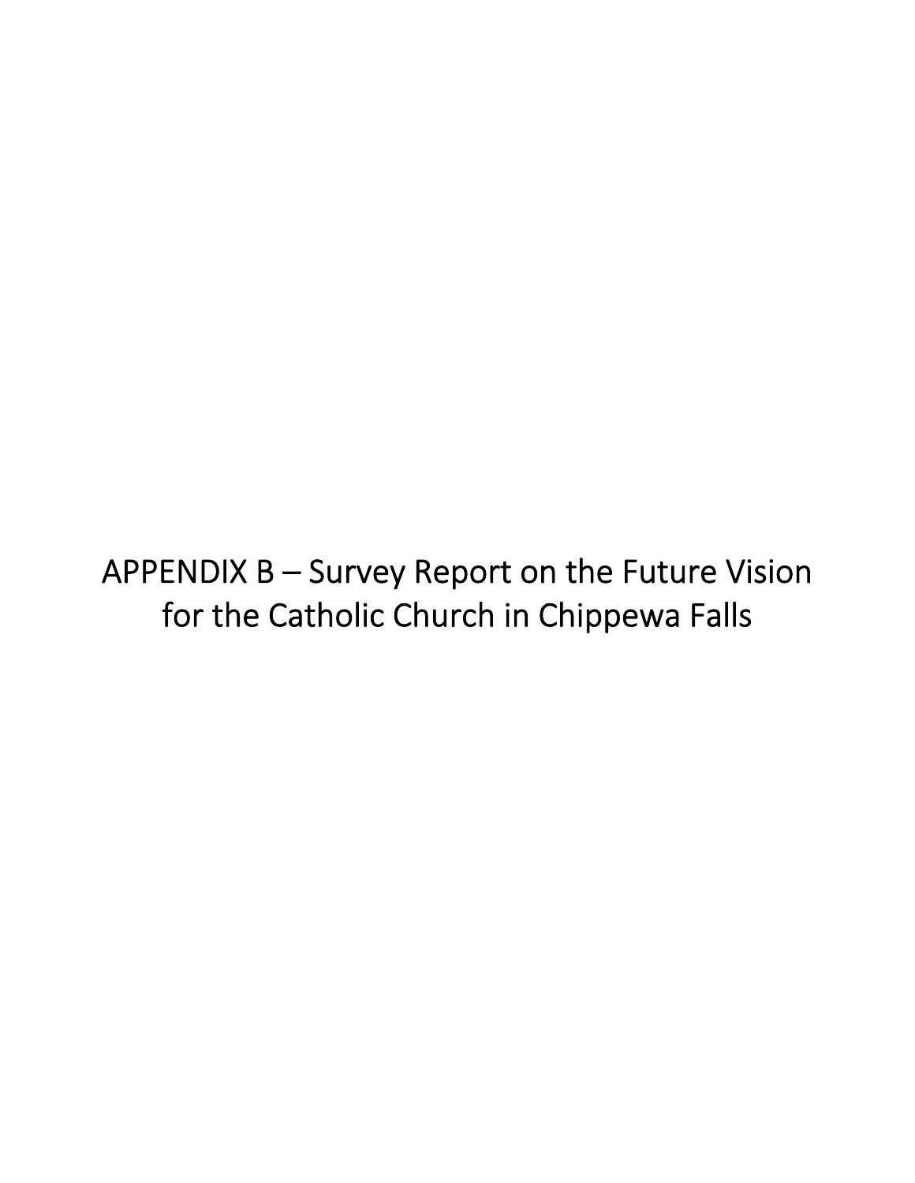# APPENDIX B – Survey Report on the Future Vision for the Catholic Church in Chippewa Falls